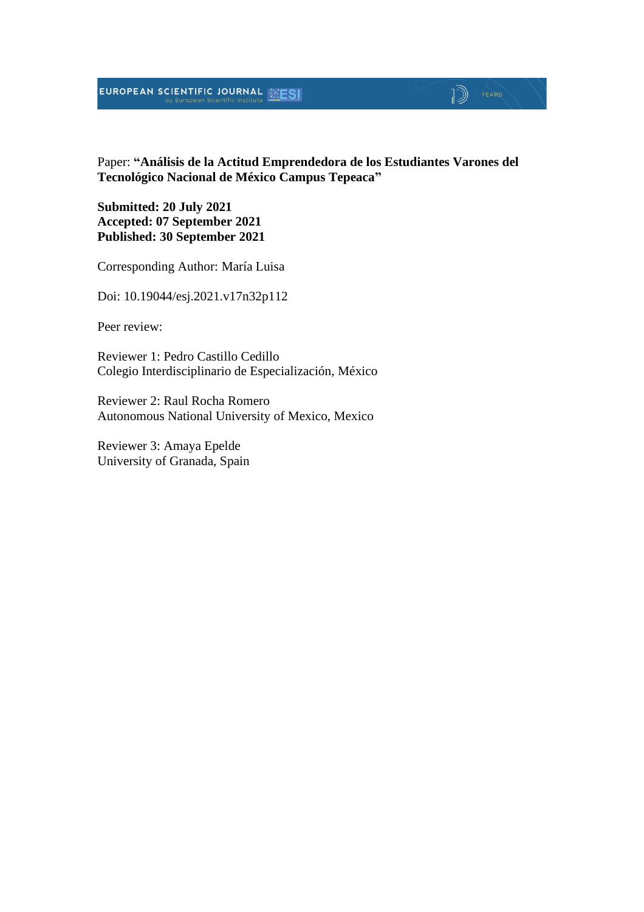Paper: **“Análisis de la Actitud Emprendedora de los Estudiantes Varones del Tecnológico Nacional de México Campus Tepeaca”**

**Submitted: 20 July 2021**
**Accepted: 07 September 2021**
**Published: 30 September 2021**

Corresponding Author: María Luisa

Doi: 10.19044/esj.2021.v17n32p112

Peer review:

Reviewer 1: Pedro Castillo Cedillo
Colegio Interdisciplinario de Especialización, México

Reviewer 2: Raul Rocha Romero
Autonomous National University of Mexico, Mexico

Reviewer 3: Amaya Epelde
University of Granada, Spain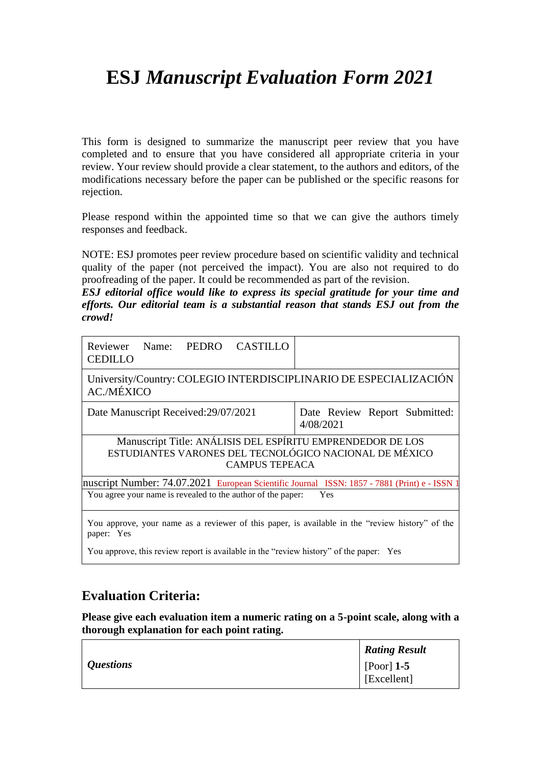# ESJ *Manuscript Evaluation Form 2021*

This form is designed to summarize the manuscript peer review that you have completed and to ensure that you have considered all appropriate criteria in your review. Your review should provide a clear statement, to the authors and editors, of the modifications necessary before the paper can be published or the specific reasons for rejection.

Please respond within the appointed time so that we can give the authors timely responses and feedback.

NOTE: ESJ promotes peer review procedure based on scientific validity and technical quality of the paper (not perceived the impact). You are also not required to do proofreading of the paper. It could be recommended as part of the revision.
***ESJ editorial office would like to express its special gratitude for your time and efforts. Our editorial team is a substantial reason that stands ESJ out from the crowd!***

| Reviewer Name: PEDRO CASTILLO CEDILLO | |
|---|---|
| University/Country: COLEGIO INTERDISCIPLINARIO DE ESPECIALIZACIÓN AC./MÉXICO | |
| Date Manuscript Received:29/07/2021 | Date Review Report Submitted: 4/08/2021 |
| Manuscript Title: ANÁLISIS DEL ESPÍRITU EMPRENDEDOR DE LOS ESTUDIANTES VARONES DEL TECNOLÓGICO NACIONAL DE MÉXICO CAMPUS TEPEACA | |
| nuscript Number: 74.07.2021 European Scientific Journal ISSN: 1857 - 7881 (Print) e - ISSN 1 | |
| You agree your name is revealed to the author of the paper: Yes | |
| You approve, your name as a reviewer of this paper, is available in the "review history" of the paper: Yes<br>You approve, this review report is available in the "review history" of the paper: Yes | |

## Evaluation Criteria:

**Please give each evaluation item a numeric rating on a 5-point scale, along with a thorough explanation for each point rating.**

| ***Questions*** | ***Rating Result*** [Poor] **1-5** [Excellent] |
|---|---|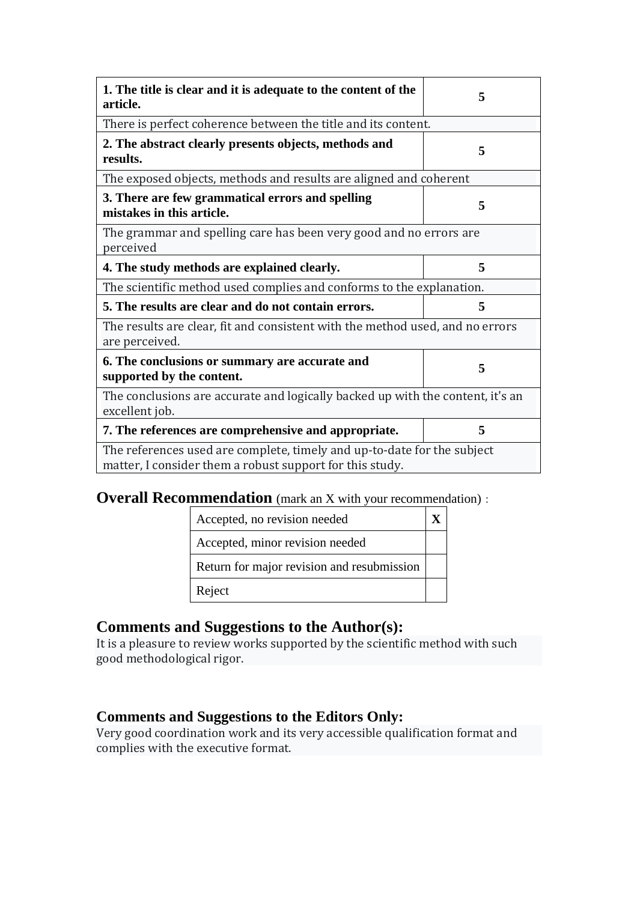| 1. The title is clear and it is adequate to the content of the article. | 5 |
|---|---|
| There is perfect coherence between the title and its content. | |
| **2. The abstract clearly presents objects, methods and results.** | **5** |
| The exposed objects, methods and results are aligned and coherent | |
| **3. There are few grammatical errors and spelling mistakes in this article.** | **5** |
| The grammar and spelling care has been very good and no errors are perceived | |
| **4. The study methods are explained clearly.** | **5** |
| The scientific method used complies and conforms to the explanation. | |
| **5. The results are clear and do not contain errors.** | **5** |
| The results are clear, fit and consistent with the method used, and no errors are perceived. | |
| **6. The conclusions or summary are accurate and supported by the content.** | **5** |
| The conclusions are accurate and logically backed up with the content, it's an excellent job. | |
| **7. The references are comprehensive and appropriate.** | **5** |
| The references used are complete, timely and up-to-date for the subject matter, I consider them a robust support for this study. | |

## Overall Recommendation (mark an X with your recommendation) :

| Recommendation | |
|---|---|
| Accepted, no revision needed | **X** |
| Accepted, minor revision needed | |
| Return for major revision and resubmission | |
| Reject | |

## Comments and Suggestions to the Author(s):

It is a pleasure to review works supported by the scientific method with such good methodological rigor.

## Comments and Suggestions to the Editors Only:

Very good coordination work and its very accessible qualification format and complies with the executive format.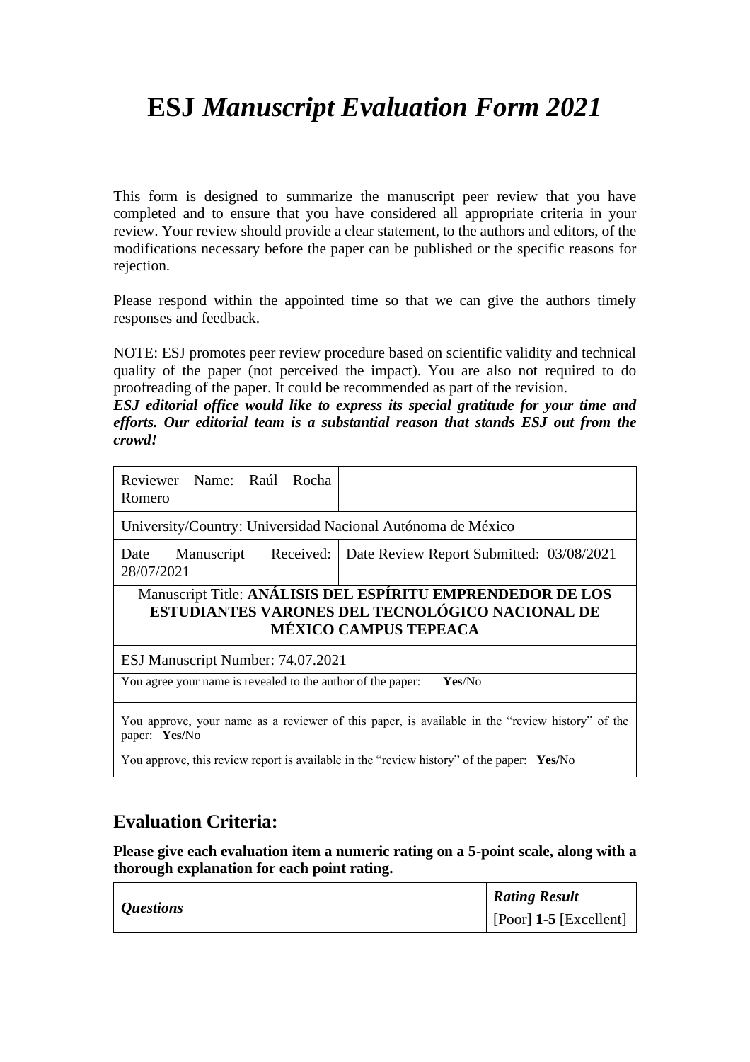# ESJ *Manuscript Evaluation Form 2021*

This form is designed to summarize the manuscript peer review that you have completed and to ensure that you have considered all appropriate criteria in your review. Your review should provide a clear statement, to the authors and editors, of the modifications necessary before the paper can be published or the specific reasons for rejection.

Please respond within the appointed time so that we can give the authors timely responses and feedback.

NOTE: ESJ promotes peer review procedure based on scientific validity and technical quality of the paper (not perceived the impact). You are also not required to do proofreading of the paper. It could be recommended as part of the revision.

***ESJ editorial office would like to express its special gratitude for your time and efforts. Our editorial team is a substantial reason that stands ESJ out from the crowd!***

| Reviewer Name: Raúl Rocha Romero | |
|---|---|
| University/Country: Universidad Nacional Autónoma de México | |
| Date Manuscript Received: 28/07/2021 | Date Review Report Submitted: 03/08/2021 |
| Manuscript Title: **ANÁLISIS DEL ESPÍRITU EMPRENDEDOR DE LOS ESTUDIANTES VARONES DEL TECNOLÓGICO NACIONAL DE MÉXICO CAMPUS TEPEACA** | |
| ESJ Manuscript Number: 74.07.2021 | |
| You agree your name is revealed to the author of the paper: **Yes**/No | |
| You approve, your name as a reviewer of this paper, is available in the "review history" of the paper: **Yes/**No<br>You approve, this review report is available in the "review history" of the paper: **Yes/**No | |

## Evaluation Criteria:

**Please give each evaluation item a numeric rating on a 5-point scale, along with a thorough explanation for each point rating.**

| *Questions* | ***Rating Result***<br>[Poor] **1-5** [Excellent] |
|---|---|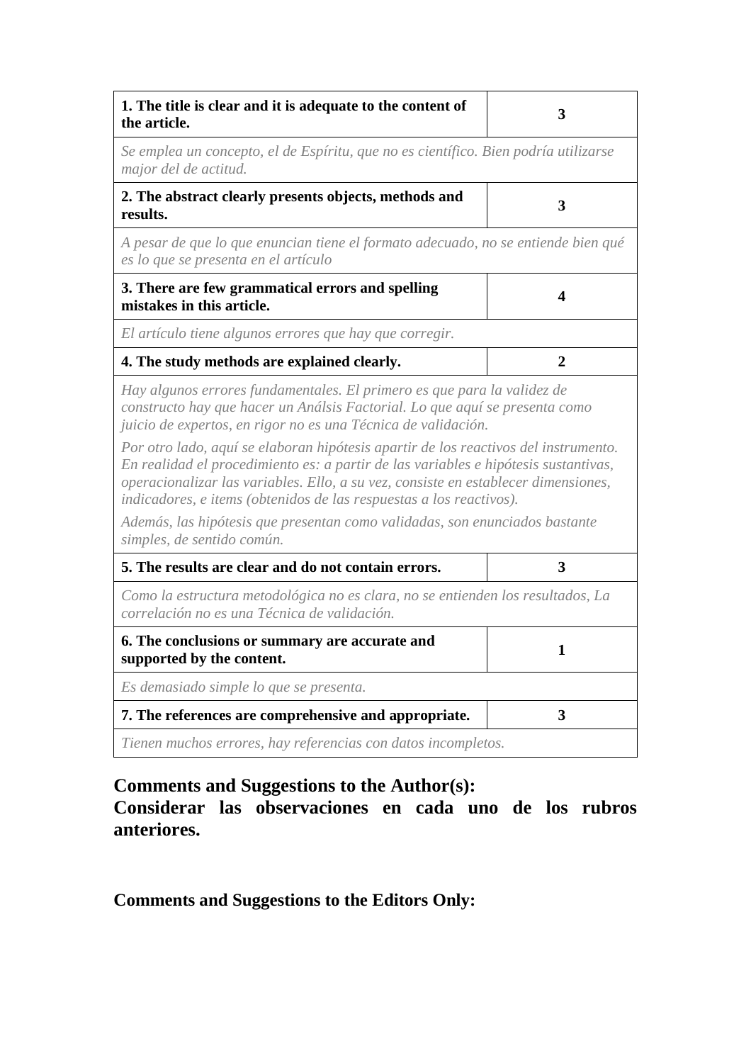| | |
|---|---|
| **1. The title is clear and it is adequate to the content of the article.** | **3** |
| *Se emplea un concepto, el de Espíritu, que no es científico. Bien podría utilizarse major del de actitud.* | |
| **2. The abstract clearly presents objects, methods and results.** | **3** |
| *A pesar de que lo que enuncian tiene el formato adecuado, no se entiende bien qué es lo que se presenta en el artículo* | |
| **3. There are few grammatical errors and spelling mistakes in this article.** | **4** |
| *El artículo tiene algunos errores que hay que corregir.* | |
| **4. The study methods are explained clearly.** | **2** |
| *Hay algunos errores fundamentales. El primero es que para la validez de constructo hay que hacer un Análsis Factorial. Lo que aquí se presenta como juicio de expertos, en rigor no es una Técnica de validación.* *Por otro lado, aquí se elaboran hipótesis apartir de los reactivos del instrumento. En realidad el procedimiento es: a partir de las variables e hipótesis sustantivas, operacionalizar las variables. Ello, a su vez, consiste en establecer dimensiones, indicadores, e items (obtenidos de las respuestas a los reactivos).* *Además, las hipótesis que presentan como validadas, son enunciados bastante simples, de sentido común.* | |
| **5. The results are clear and do not contain errors.** | **3** |
| *Como la estructura metodológica no es clara, no se entienden los resultados, La correlación no es una Técnica de validación.* | |
| **6. The conclusions or summary are accurate and supported by the content.** | **1** |
| *Es demasiado simple lo que se presenta.* | |
| **7. The references are comprehensive and appropriate.** | **3** |
| *Tienen muchos errores, hay referencias con datos incompletos.* | |

**Comments and Suggestions to the Author(s):**
**Considerar las observaciones en cada uno de los rubros anteriores.**

**Comments and Suggestions to the Editors Only:**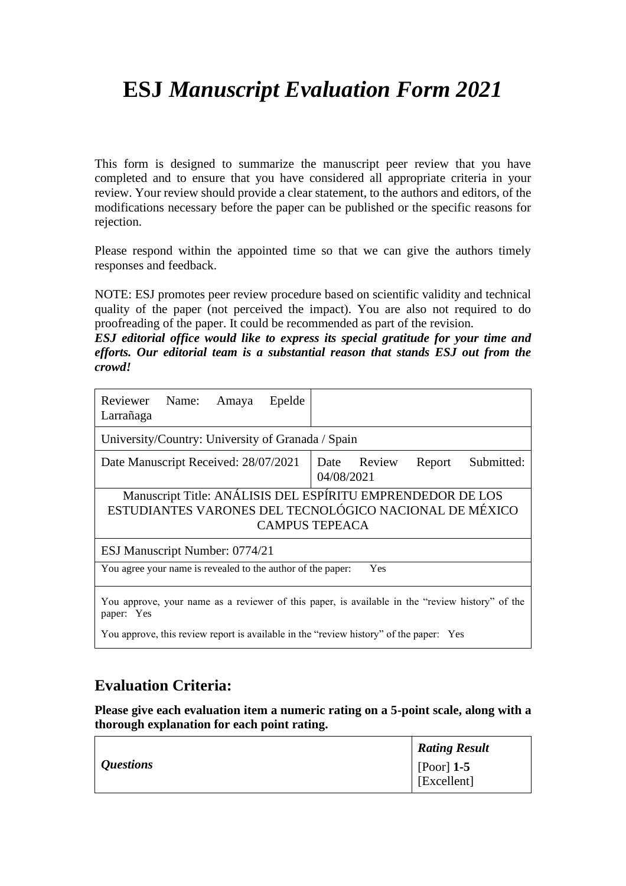# ESJ *Manuscript Evaluation Form 2021*

This form is designed to summarize the manuscript peer review that you have completed and to ensure that you have considered all appropriate criteria in your review. Your review should provide a clear statement, to the authors and editors, of the modifications necessary before the paper can be published or the specific reasons for rejection.

Please respond within the appointed time so that we can give the authors timely responses and feedback.

NOTE: ESJ promotes peer review procedure based on scientific validity and technical quality of the paper (not perceived the impact). You are also not required to do proofreading of the paper. It could be recommended as part of the revision.

***ESJ editorial office would like to express its special gratitude for your time and efforts. Our editorial team is a substantial reason that stands ESJ out from the crowd!***

| Reviewer Name: Amaya Epelde Larrañaga | |
|---|---|
| University/Country: University of Granada / Spain | |
| Date Manuscript Received: 28/07/2021 | Date Review Report Submitted: 04/08/2021 |
| Manuscript Title: ANÁLISIS DEL ESPÍRITU EMPRENDEDOR DE LOS ESTUDIANTES VARONES DEL TECNOLÓGICO NACIONAL DE MÉXICO CAMPUS TEPEACA | |
| ESJ Manuscript Number: 0774/21 | |
| You agree your name is revealed to the author of the paper: Yes | |
| You approve, your name as a reviewer of this paper, is available in the "review history" of the paper: Yes<br>You approve, this review report is available in the "review history" of the paper: Yes | |

## Evaluation Criteria:

**Please give each evaluation item a numeric rating on a 5-point scale, along with a thorough explanation for each point rating.**

| *Questions* | ***Rating Result*** [Poor] **1-5** [Excellent] |
|---|---|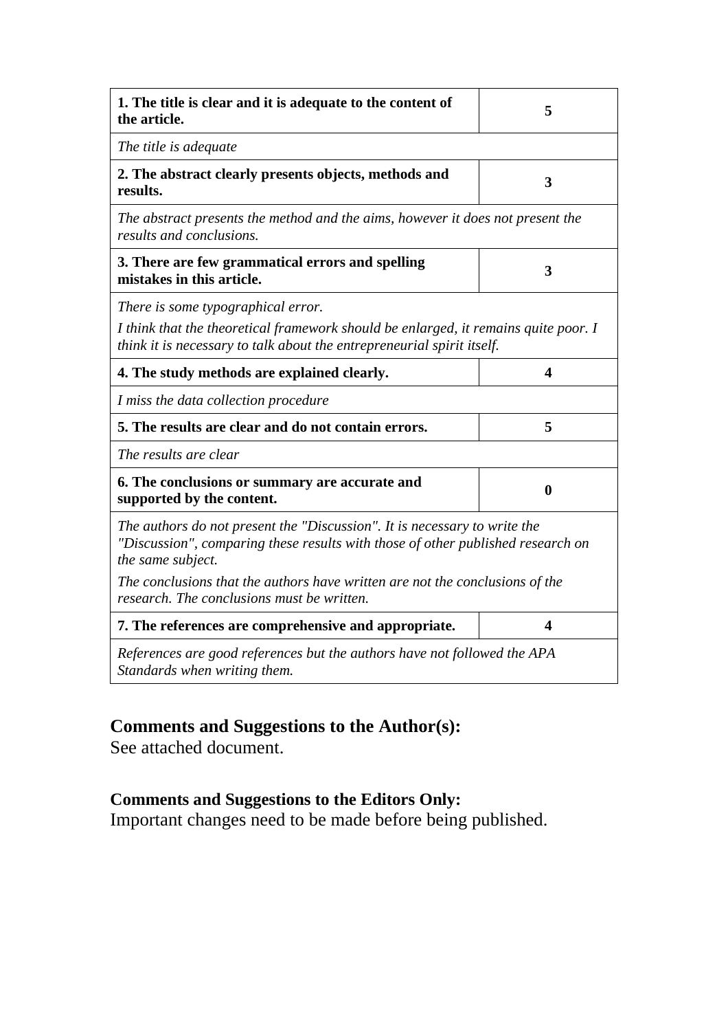| | |
|---|---|
| **1. The title is clear and it is adequate to the content of the article.** | **5** |
| *The title is adequate* | |
| **2. The abstract clearly presents objects, methods and results.** | **3** |
| *The abstract presents the method and the aims, however it does not present the results and conclusions.* | |
| **3. There are few grammatical errors and spelling mistakes in this article.** | **3** |
| *There is some typographical error.* *I think that the theoretical framework should be enlarged, it remains quite poor. I think it is necessary to talk about the entrepreneurial spirit itself.* | |
| **4. The study methods are explained clearly.** | **4** |
| *I miss the data collection procedure* | |
| **5. The results are clear and do not contain errors.** | **5** |
| *The results are clear* | |
| **6. The conclusions or summary are accurate and supported by the content.** | **0** |
| *The authors do not present the "Discussion". It is necessary to write the "Discussion", comparing these results with those of other published research on the same subject.* *The conclusions that the authors have written are not the conclusions of the research. The conclusions must be written.* | |
| **7. The references are comprehensive and appropriate.** | **4** |
| *References are good references but the authors have not followed the APA Standards when writing them.* | |

## Comments and Suggestions to the Author(s):

See attached document.

## Comments and Suggestions to the Editors Only:

Important changes need to be made before being published.